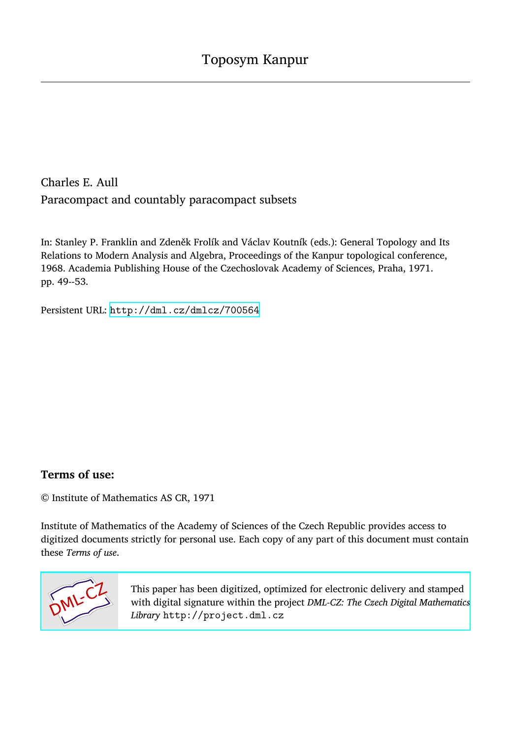Toposym Kanpur

---

Charles E. Aull

Paracompact and countably paracompact subsets

In: Stanley P. Franklin and Zdeněk Frolík and Václav Koutník (eds.): General Topology and Its Relations to Modern Analysis and Algebra, Proceedings of the Kanpur topological conference, 1968. Academia Publishing House of the Czechoslovak Academy of Sciences, Praha, 1971. pp. 49--53.

Persistent URL: http://dml.cz/dmlcz/700564

## Terms of use:

© Institute of Mathematics AS CR, 1971

Institute of Mathematics of the Academy of Sciences of the Czech Republic provides access to digitized documents strictly for personal use. Each copy of any part of this document must contain these *Terms of use*.

This paper has been digitized, optimized for electronic delivery and stamped with digital signature within the project *DML-CZ: The Czech Digital Mathematics Library* http://project.dml.cz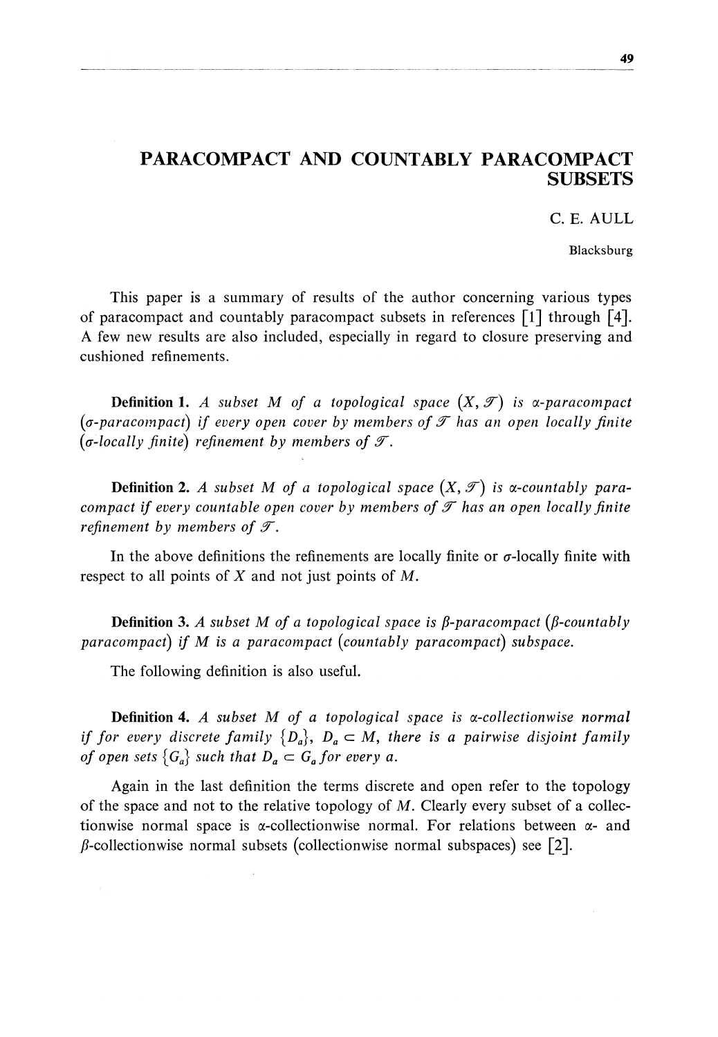# PARACOMPACT AND COUNTABLY PARACOMPACT SUBSETS

C. E. AULL

Blacksburg

This paper is a summary of results of the author concerning various types of paracompact and countably paracompact subsets in references [1] through [4]. A few new results are also included, especially in regard to closure preserving and cushioned refinements.

**Definition 1.** *A subset $M$ of a topological space $(X, \mathcal{T})$ is $\alpha$-paracompact ($\sigma$-paracompact) if every open cover by members of $\mathcal{T}$ has an open locally finite ($\sigma$-locally finite) refinement by members of $\mathcal{T}$.*

**Definition 2.** *A subset $M$ of a topological space $(X, \mathcal{T})$ is $\alpha$-countably paracompact if every countable open cover by members of $\mathcal{T}$ has an open locally finite refinement by members of $\mathcal{T}$.*

In the above definitions the refinements are locally finite or $\sigma$-locally finite with respect to all points of $X$ and not just points of $M$.

**Definition 3.** *A subset $M$ of a topological space is $\beta$-paracompact ($\beta$-countably paracompact) if $M$ is a paracompact (countably paracompact) subspace.*

The following definition is also useful.

**Definition 4.** *A subset $M$ of a topological space is $\alpha$-collectionwise normal if for every discrete family $\{D_a\}$, $D_a \subset M$, there is a pairwise disjoint family of open sets $\{G_a\}$ such that $D_a \subset G_a$ for every $a$.*

Again in the last definition the terms discrete and open refer to the topology of the space and not to the relative topology of $M$. Clearly every subset of a collectionwise normal space is $\alpha$-collectionwise normal. For relations between $\alpha$- and $\beta$-collectionwise normal subsets (collectionwise normal subspaces) see [2].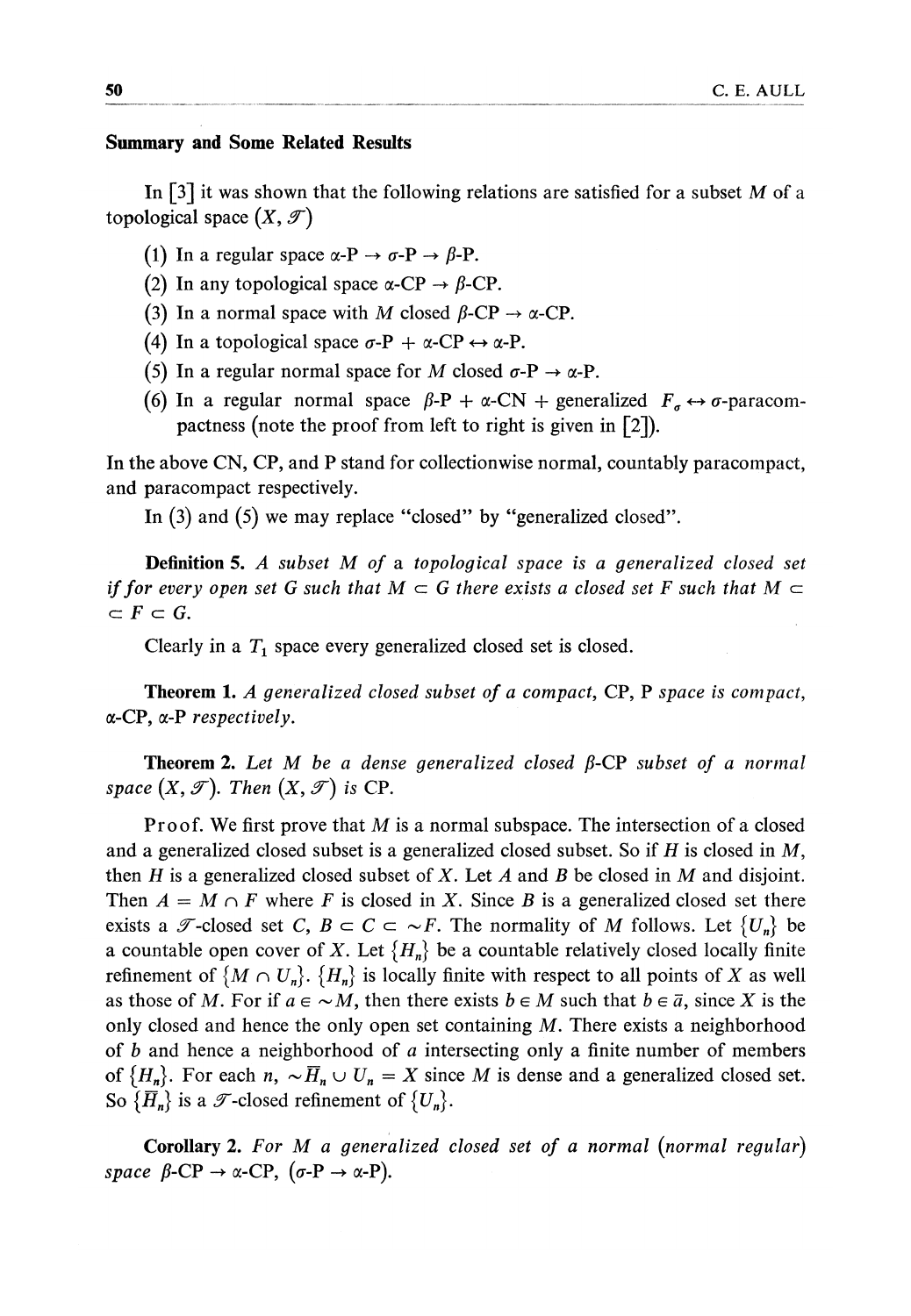## Summary and Some Related Results

In [3] it was shown that the following relations are satisfied for a subset $M$ of a topological space $(X, \mathscr{T})$

(1) In a regular space $\alpha$-P $\rightarrow$ $\sigma$-P $\rightarrow$ $\beta$-P.

(2) In any topological space $\alpha$-CP $\rightarrow$ $\beta$-CP.

(3) In a normal space with $M$ closed $\beta$-CP $\rightarrow$ $\alpha$-CP.

(4) In a topological space $\sigma$-P + $\alpha$-CP $\leftrightarrow$ $\alpha$-P.

(5) In a regular normal space for $M$ closed $\sigma$-P $\rightarrow$ $\alpha$-P.

(6) In a regular normal space $\beta$-P + $\alpha$-CN + generalized $F_\sigma \leftrightarrow \sigma$-paracompactness (note the proof from left to right is given in [2]).

In the above CN, CP, and P stand for collectionwise normal, countably paracompact, and paracompact respectively.

In (3) and (5) we may replace "closed" by "generalized closed".

**Definition 5.** *A subset $M$ of a topological space is a generalized closed set if for every open set $G$ such that $M \subset G$ there exists a closed set $F$ such that $M \subset F \subset G$.*

Clearly in a $T_1$ space every generalized closed set is closed.

**Theorem 1.** *A generalized closed subset of a compact,* CP, P *space is compact,* $\alpha$-CP, $\alpha$-P *respectively.*

**Theorem 2.** *Let $M$ be a dense generalized closed $\beta$-CP subset of a normal space $(X, \mathscr{T})$. Then $(X, \mathscr{T})$ is* CP.

Proof. We first prove that $M$ is a normal subspace. The intersection of a closed and a generalized closed subset is a generalized closed subset. So if $H$ is closed in $M$, then $H$ is a generalized closed subset of $X$. Let $A$ and $B$ be closed in $M$ and disjoint. Then $A = M \cap F$ where $F$ is closed in $X$. Since $B$ is a generalized closed set there exists a $\mathscr{T}$-closed set $C$, $B \subset C \subset \sim F$. The normality of $M$ follows. Let $\{U_n\}$ be a countable open cover of $X$. Let $\{H_n\}$ be a countable relatively closed locally finite refinement of $\{M \cap U_n\}$. $\{H_n\}$ is locally finite with respect to all points of $X$ as well as those of $M$. For if $a \in \sim M$, then there exists $b \in M$ such that $b \in \bar{a}$, since $X$ is the only closed and hence the only open set containing $M$. There exists a neighborhood of $b$ and hence a neighborhood of $a$ intersecting only a finite number of members of $\{H_n\}$. For each $n$, $\sim \bar{H}_n \cup U_n = X$ since $M$ is dense and a generalized closed set. So $\{\bar{H}_n\}$ is a $\mathscr{T}$-closed refinement of $\{U_n\}$.

**Corollary 2.** *For $M$ a generalized closed set of a normal (normal regular) space $\beta$-CP $\rightarrow$ $\alpha$-CP, ($\sigma$-P $\rightarrow$ $\alpha$-P).*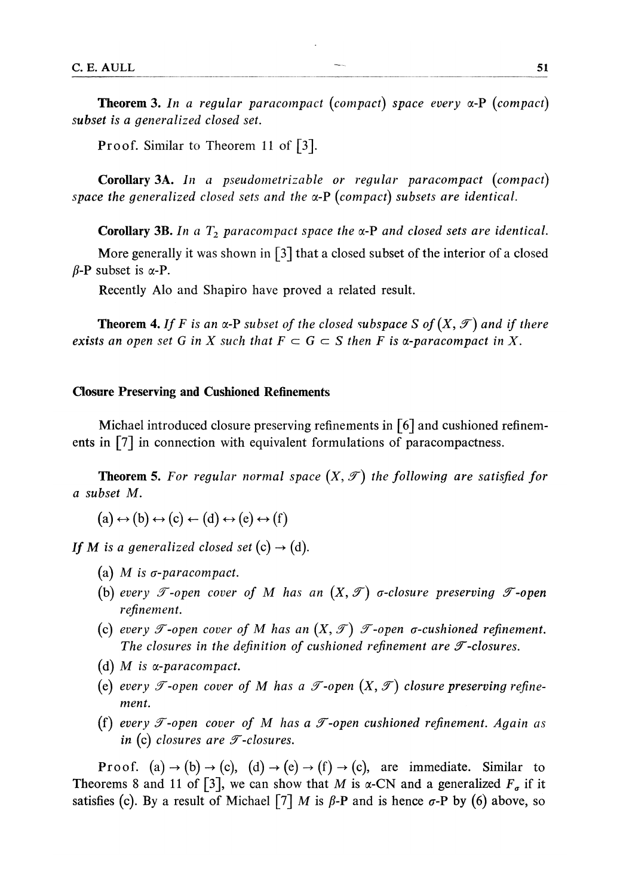**Theorem 3.** *In a regular paracompact (compact) space every α-P (compact) subset is a generalized closed set.*

Proof. Similar to Theorem 11 of [3].

**Corollary 3A.** *In a pseudometrizable or regular paracompact (compact) space the generalized closed sets and the α-P (compact) subsets are identical.*

**Corollary 3B.** *In a $T_2$ paracompact space the α-P and closed sets are identical.*

More generally it was shown in [3] that a closed subset of the interior of a closed β-P subset is α-P.

Recently Alo and Shapiro have proved a related result.

**Theorem 4.** *If $F$ is an α-P subset of the closed subspace $S$ of $(X, \mathscr{T})$ and if there exists an open set $G$ in $X$ such that $F \subset G \subset S$ then $F$ is α-paracompact in $X$.*

## Closure Preserving and Cushioned Refinements

Michael introduced closure preserving refinements in [6] and cushioned refinements in [7] in connection with equivalent formulations of paracompactness.

**Theorem 5.** *For regular normal space $(X, \mathscr{T})$ the following are satisfied for a subset $M$.*

$$(a) \leftrightarrow (b) \leftrightarrow (c) \leftarrow (d) \leftrightarrow (e) \leftrightarrow (f)$$

*If $M$ is a generalized closed set (c) → (d).*

- (a) *$M$ is σ-paracompact.*
- (b) *every $\mathscr{T}$-open cover of $M$ has an $(X, \mathscr{T})$ σ-closure preserving $\mathscr{T}$-open refinement.*
- (c) *every $\mathscr{T}$-open cover of $M$ has an $(X, \mathscr{T})$ $\mathscr{T}$-open σ-cushioned refinement. The closures in the definition of cushioned refinement are $\mathscr{T}$-closures.*
- (d) *$M$ is α-paracompact.*
- (e) *every $\mathscr{T}$-open cover of $M$ has a $\mathscr{T}$-open $(X, \mathscr{T})$ closure preserving refinement.*
- (f) *every $\mathscr{T}$-open cover of $M$ has a $\mathscr{T}$-open cushioned refinement. Again as in (c) closures are $\mathscr{T}$-closures.*

Proof. (a) → (b) → (c), (d) → (e) → (f) → (c), are immediate. Similar to Theorems 8 and 11 of [3], we can show that $M$ is α-CN and a generalized $F_\sigma$ if it satisfies (c). By a result of Michael [7] $M$ is β-P and is hence σ-P by (6) above, so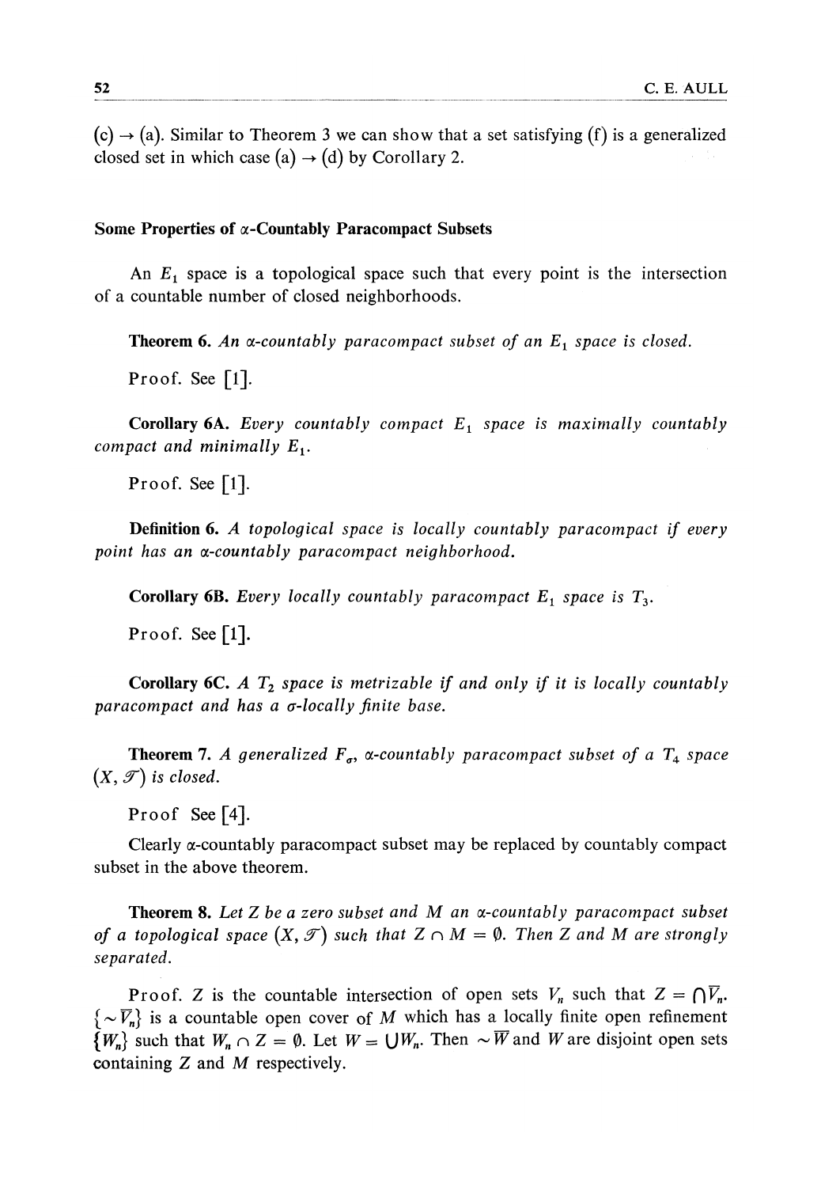(c) → (a). Similar to Theorem 3 we can show that a set satisfying (f) is a generalized closed set in which case (a) → (d) by Corollary 2.

### Some Properties of $\alpha$-Countably Paracompact Subsets

An $E_1$ space is a topological space such that every point is the intersection of a countable number of closed neighborhoods.

**Theorem 6.** *An $\alpha$-countably paracompact subset of an $E_1$ space is closed.*

Proof. See [1].

**Corollary 6A.** *Every countably compact $E_1$ space is maximally countably compact and minimally $E_1$.*

Proof. See [1].

**Definition 6.** *A topological space is locally countably paracompact if every point has an $\alpha$-countably paracompact neighborhood.*

**Corollary 6B.** *Every locally countably paracompact $E_1$ space is $T_3$.*

Proof. See [1].

**Corollary 6C.** *A $T_2$ space is metrizable if and only if it is locally countably paracompact and has a $\sigma$-locally finite base.*

**Theorem 7.** *A generalized $F_\sigma$, $\alpha$-countably paracompact subset of a $T_4$ space $(X, \mathscr{T})$ is closed.*

Proof See [4].

Clearly $\alpha$-countably paracompact subset may be replaced by countably compact subset in the above theorem.

**Theorem 8.** *Let $Z$ be a zero subset and $M$ an $\alpha$-countably paracompact subset of a topological space $(X, \mathscr{T})$ such that $Z \cap M = \emptyset$. Then $Z$ and $M$ are strongly separated.*

Proof. $Z$ is the countable intersection of open sets $V_n$ such that $Z = \bigcap \overline{V}_n$. $\{\sim \overline{V}_n\}$ is a countable open cover of $M$ which has a locally finite open refinement $\{W_n\}$ such that $W_n \cap Z = \emptyset$. Let $W = \bigcup W_n$. Then $\sim \overline{W}$ and $W$ are disjoint open sets containing $Z$ and $M$ respectively.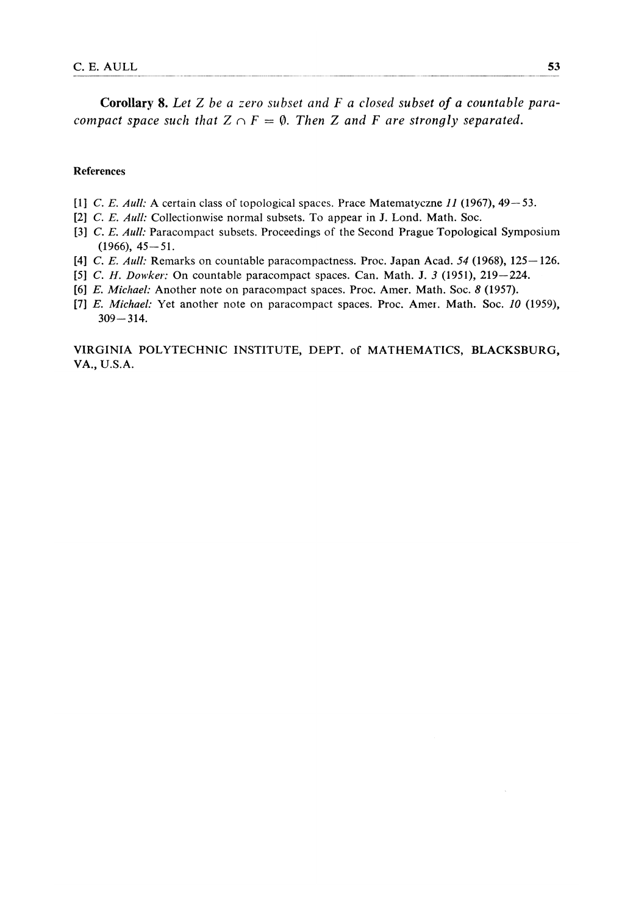**Corollary 8.** *Let $Z$ be a zero subset and $F$ a closed subset of a countable paracompact space such that $Z \cap F = \emptyset$. Then $Z$ and $F$ are strongly separated.*

## References

[1] *C. E. Aull:* A certain class of topological spaces. Prace Matematyczne *11* (1967), 49–53.

[2] *C. E. Aull:* Collectionwise normal subsets. To appear in J. Lond. Math. Soc.

[3] *C. E. Aull:* Paracompact subsets. Proceedings of the Second Prague Topological Symposium (1966), 45–51.

[4] *C. E. Aull:* Remarks on countable paracompactness. Proc. Japan Acad. *54* (1968), 125–126.

[5] *C. H. Dowker:* On countable paracompact spaces. Can. Math. J. *3* (1951), 219–224.

[6] *E. Michael:* Another note on paracompact spaces. Proc. Amer. Math. Soc. *8* (1957).

[7] *E. Michael:* Yet another note on paracompact spaces. Proc. Amer. Math. Soc. *10* (1959), 309–314.

VIRGINIA POLYTECHNIC INSTITUTE, DEPT. of MATHEMATICS, BLACKSBURG, VA., U.S.A.